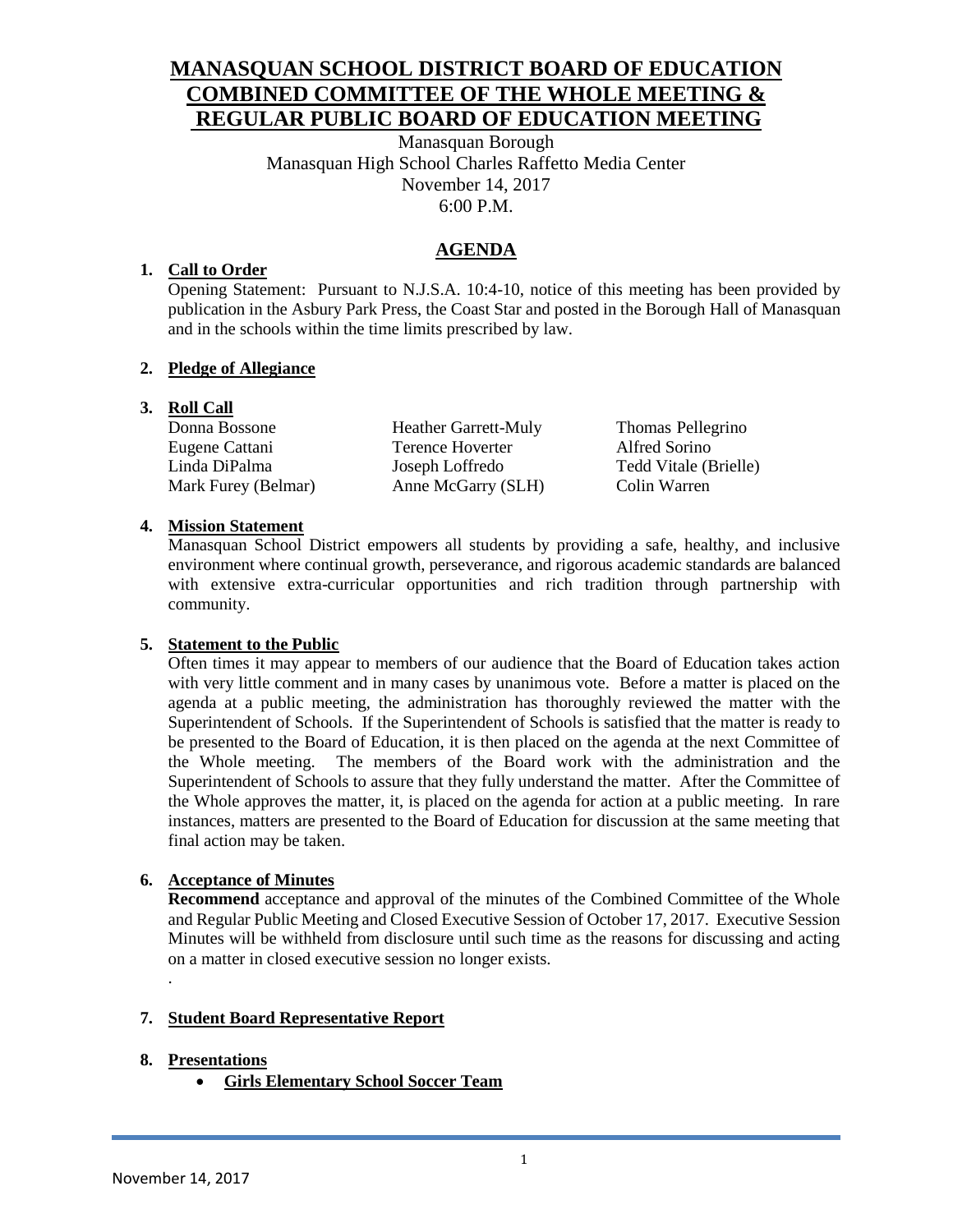# MANASQUAN SCHOOL DISTRICT BOARD OF EDUCATION COMBINED COMMITTEE OF THE WHOLE MEETING & REGULAR PUBLIC BOARD OF EDUCATION MEETING

Manasquan Borough
Manasquan High School Charles Raffetto Media Center
November 14, 2017
6:00 P.M.

## AGENDA

1. **Call to Order**

   Opening Statement: Pursuant to N.J.S.A. 10:4-10, notice of this meeting has been provided by publication in the Asbury Park Press, the Coast Star and posted in the Borough Hall of Manasquan and in the schools within the time limits prescribed by law.

2. **Pledge of Allegiance**

3. **Roll Call**

| | | |
|---|---|---|
| Donna Bossone | Heather Garrett-Muly | Thomas Pellegrino |
| Eugene Cattani | Terence Hoverter | Alfred Sorino |
| Linda DiPalma | Joseph Loffredo | Tedd Vitale (Brielle) |
| Mark Furey (Belmar) | Anne McGarry (SLH) | Colin Warren |

4. **Mission Statement**

   Manasquan School District empowers all students by providing a safe, healthy, and inclusive environment where continual growth, perseverance, and rigorous academic standards are balanced with extensive extra-curricular opportunities and rich tradition through partnership with community.

5. **Statement to the Public**

   Often times it may appear to members of our audience that the Board of Education takes action with very little comment and in many cases by unanimous vote. Before a matter is placed on the agenda at a public meeting, the administration has thoroughly reviewed the matter with the Superintendent of Schools. If the Superintendent of Schools is satisfied that the matter is ready to be presented to the Board of Education, it is then placed on the agenda at the next Committee of the Whole meeting. The members of the Board work with the administration and the Superintendent of Schools to assure that they fully understand the matter. After the Committee of the Whole approves the matter, it, is placed on the agenda for action at a public meeting. In rare instances, matters are presented to the Board of Education for discussion at the same meeting that final action may be taken.

6. **Acceptance of Minutes**

   **Recommend** acceptance and approval of the minutes of the Combined Committee of the Whole and Regular Public Meeting and Closed Executive Session of October 17, 2017. Executive Session Minutes will be withheld from disclosure until such time as the reasons for discussing and acting on a matter in closed executive session no longer exists.

   .

7. **Student Board Representative Report**

8. **Presentations**
   - **Girls Elementary School Soccer Team**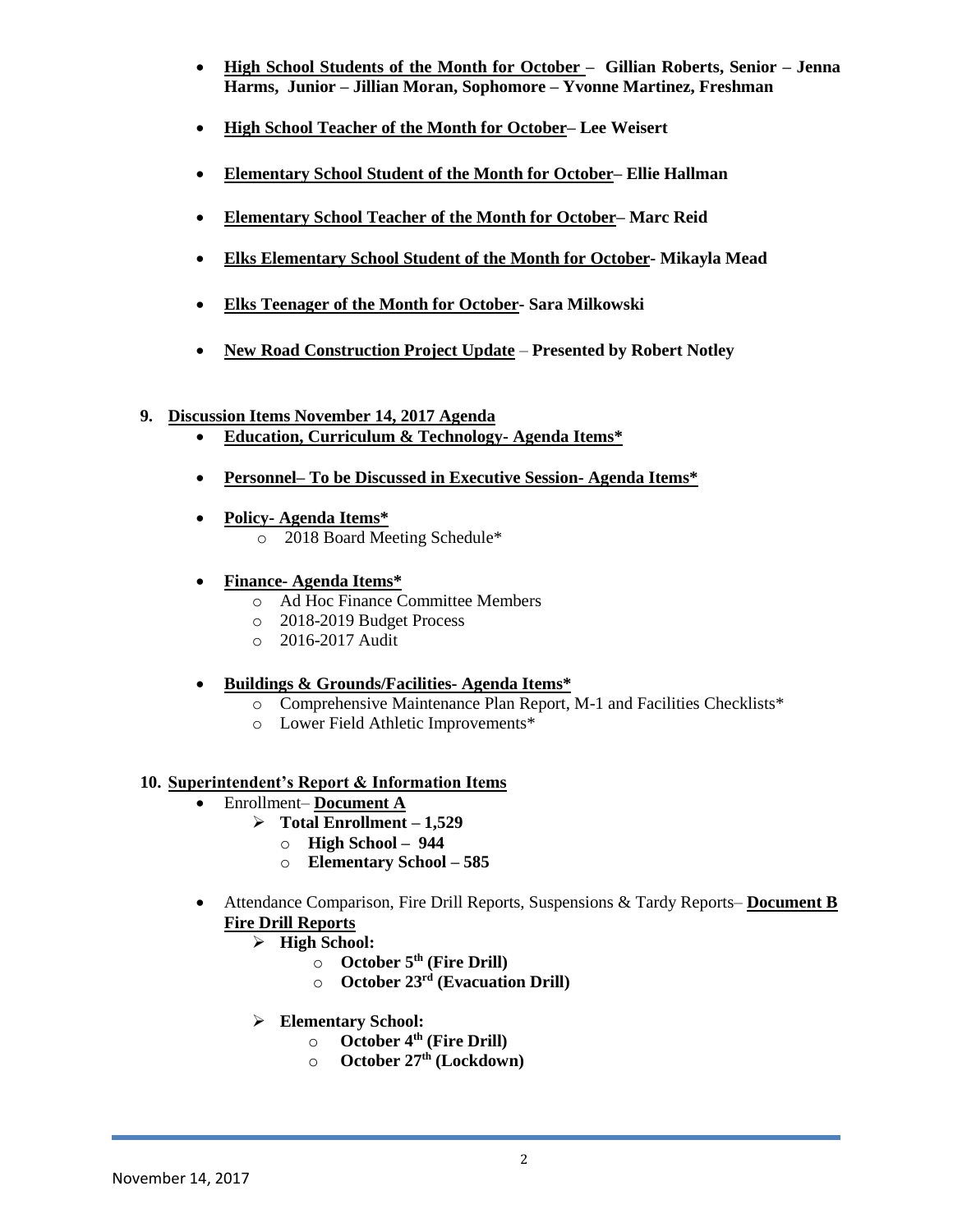- **High School Students of the Month for October – Gillian Roberts, Senior – Jenna Harms, Junior – Jillian Moran, Sophomore – Yvonne Martinez, Freshman**

- **High School Teacher of the Month for October– Lee Weisert**

- **Elementary School Student of the Month for October– Ellie Hallman**

- **Elementary School Teacher of the Month for October– Marc Reid**

- **Elks Elementary School Student of the Month for October- Mikayla Mead**

- **Elks Teenager of the Month for October- Sara Milkowski**

- **New Road Construction Project Update – Presented by Robert Notley**

## 9. Discussion Items November 14, 2017 Agenda

- **Education, Curriculum & Technology- Agenda Items***

- **Personnel– To be Discussed in Executive Session- Agenda Items***

- **Policy- Agenda Items***
  - 2018 Board Meeting Schedule*

- **Finance- Agenda Items***
  - Ad Hoc Finance Committee Members
  - 2018-2019 Budget Process
  - 2016-2017 Audit

- **Buildings & Grounds/Facilities- Agenda Items***
  - Comprehensive Maintenance Plan Report, M-1 and Facilities Checklists*
  - Lower Field Athletic Improvements*

## 10. Superintendent's Report & Information Items

- Enrollment– **Document A**
  - **Total Enrollment – 1,529**
    - **High School – 944**
    - **Elementary School – 585**

- Attendance Comparison, Fire Drill Reports, Suspensions & Tardy Reports– **Document B**
  **Fire Drill Reports**
  - **High School:**
    - **October 5th (Fire Drill)**
    - **October 23rd (Evacuation Drill)**
  - **Elementary School:**
    - **October 4th (Fire Drill)**
    - **October 27th (Lockdown)**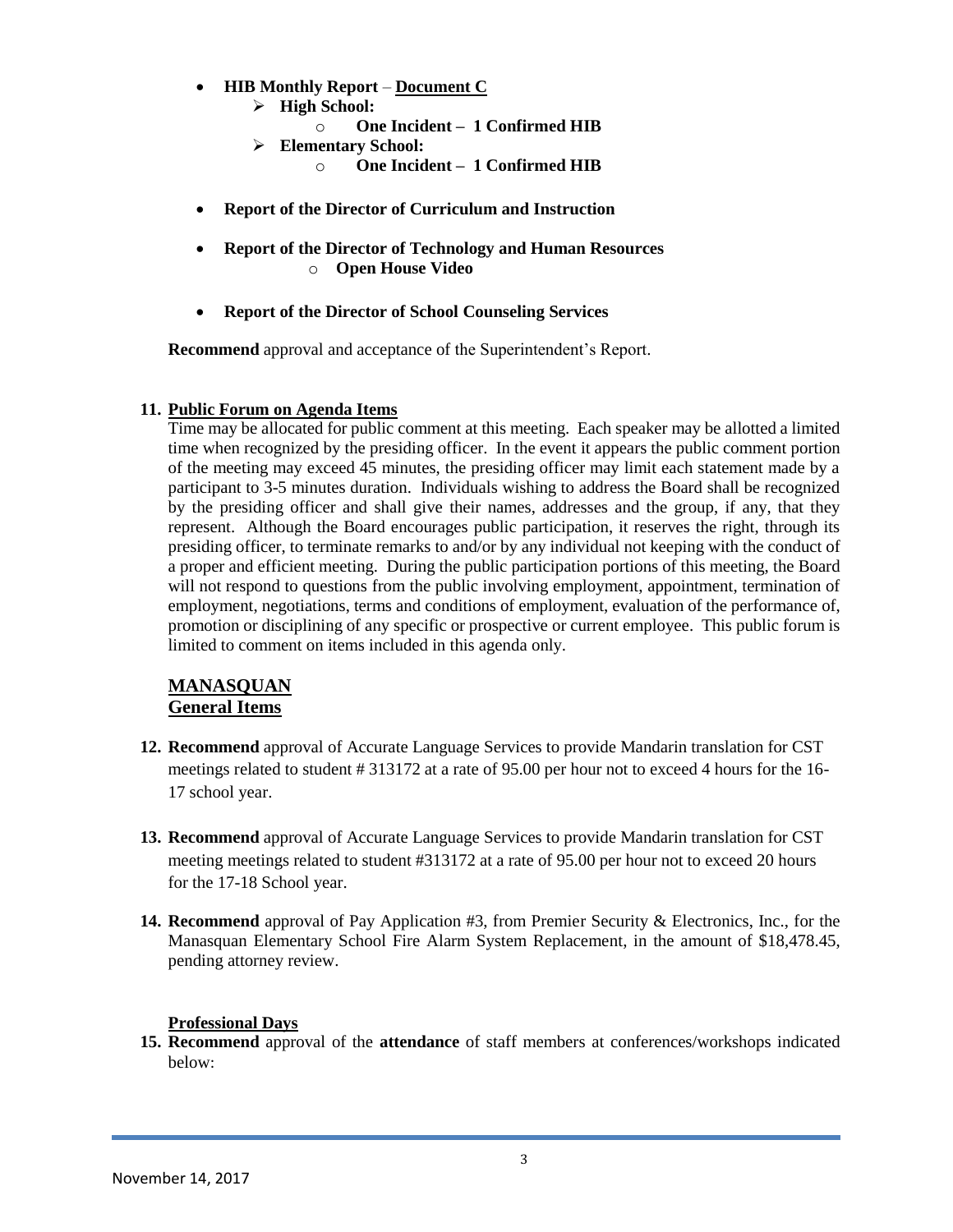- **HIB Monthly Report** – **Document C**
    - **High School:**
        - **One Incident – 1 Confirmed HIB**
    - **Elementary School:**
        - **One Incident – 1 Confirmed HIB**

- **Report of the Director of Curriculum and Instruction**

- **Report of the Director of Technology and Human Resources**
    - **Open House Video**

- **Report of the Director of School Counseling Services**

**Recommend** approval and acceptance of the Superintendent's Report.

**11. Public Forum on Agenda Items**

Time may be allocated for public comment at this meeting. Each speaker may be allotted a limited time when recognized by the presiding officer. In the event it appears the public comment portion of the meeting may exceed 45 minutes, the presiding officer may limit each statement made by a participant to 3-5 minutes duration. Individuals wishing to address the Board shall be recognized by the presiding officer and shall give their names, addresses and the group, if any, that they represent. Although the Board encourages public participation, it reserves the right, through its presiding officer, to terminate remarks to and/or by any individual not keeping with the conduct of a proper and efficient meeting. During the public participation portions of this meeting, the Board will not respond to questions from the public involving employment, appointment, termination of employment, negotiations, terms and conditions of employment, evaluation of the performance of, promotion or disciplining of any specific or prospective or current employee. This public forum is limited to comment on items included in this agenda only.

## MANASQUAN
## General Items

**12. Recommend** approval of Accurate Language Services to provide Mandarin translation for CST meetings related to student # 313172 at a rate of 95.00 per hour not to exceed 4 hours for the 16-17 school year.

**13. Recommend** approval of Accurate Language Services to provide Mandarin translation for CST meeting meetings related to student #313172 at a rate of 95.00 per hour not to exceed 20 hours for the 17-18 School year.

**14. Recommend** approval of Pay Application #3, from Premier Security & Electronics, Inc., for the Manasquan Elementary School Fire Alarm System Replacement, in the amount of $18,478.45, pending attorney review.

### Professional Days

**15. Recommend** approval of the **attendance** of staff members at conferences/workshops indicated below: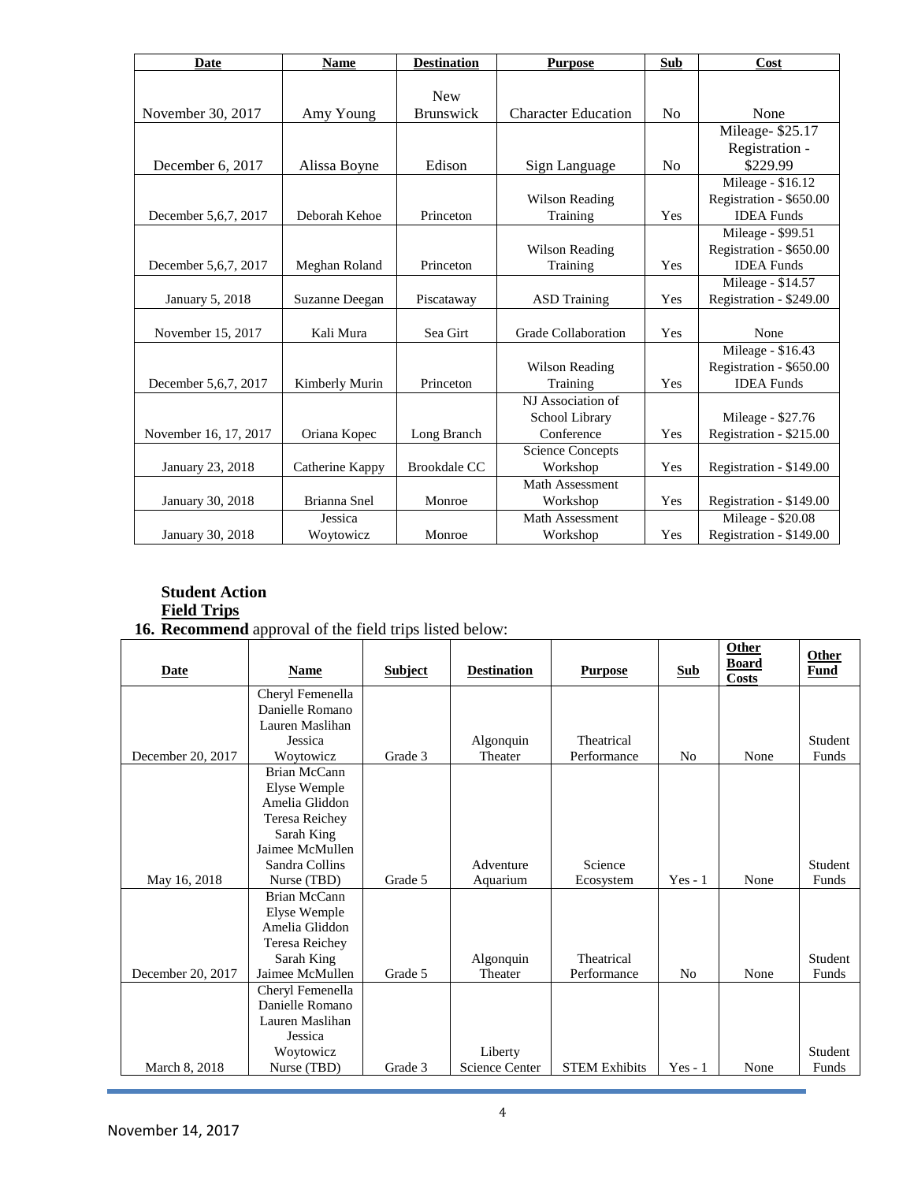| Date | Name | Destination | Purpose | Sub | Cost |
|---|---|---|---|---|---|
| November 30, 2017 | Amy Young | New Brunswick | Character Education | No | None |
| December 6, 2017 | Alissa Boyne | Edison | Sign Language | No | Mileage- $25.17 Registration - $229.99 |
| December 5,6,7, 2017 | Deborah Kehoe | Princeton | Wilson Reading Training | Yes | Mileage - $16.12 Registration - $650.00 IDEA Funds |
| December 5,6,7, 2017 | Meghan Roland | Princeton | Wilson Reading Training | Yes | Mileage - $99.51 Registration - $650.00 IDEA Funds |
| January 5, 2018 | Suzanne Deegan | Piscataway | ASD Training | Yes | Mileage - $14.57 Registration - $249.00 |
| November 15, 2017 | Kali Mura | Sea Girt | Grade Collaboration | Yes | None |
| December 5,6,7, 2017 | Kimberly Murin | Princeton | Wilson Reading Training | Yes | Mileage - $16.43 Registration - $650.00 IDEA Funds |
| November 16, 17, 2017 | Oriana Kopec | Long Branch | NJ Association of School Library Conference | Yes | Mileage - $27.76 Registration - $215.00 |
| January 23, 2018 | Catherine Kappy | Brookdale CC | Science Concepts Workshop | Yes | Registration - $149.00 |
| January 30, 2018 | Brianna Snel | Monroe | Math Assessment Workshop | Yes | Registration - $149.00 |
| January 30, 2018 | Jessica Woytowicz | Monroe | Math Assessment Workshop | Yes | Mileage - $20.08 Registration - $149.00 |

**Student Action**

**Field Trips**

16. **Recommend** approval of the field trips listed below:

| Date | Name | Subject | Destination | Purpose | Sub | Other Board Costs | Other Fund |
|---|---|---|---|---|---|---|---|
| December 20, 2017 | Cheryl Femenella Danielle Romano Lauren Maslihan Jessica Woytowicz | Grade 3 | Algonquin Theater | Theatrical Performance | No | None | Student Funds |
| May 16, 2018 | Brian McCann Elyse Wemple Amelia Gliddon Teresa Reichey Sarah King Jaimee McMullen Sandra Collins Nurse (TBD) | Grade 5 | Adventure Aquarium | Science Ecosystem | Yes - 1 | None | Student Funds |
| December 20, 2017 | Brian McCann Elyse Wemple Amelia Gliddon Teresa Reichey Sarah King Jaimee McMullen | Grade 5 | Algonquin Theater | Theatrical Performance | No | None | Student Funds |
| March 8, 2018 | Cheryl Femenella Danielle Romano Lauren Maslihan Jessica Woytowicz Nurse (TBD) | Grade 3 | Liberty Science Center | STEM Exhibits | Yes - 1 | None | Student Funds |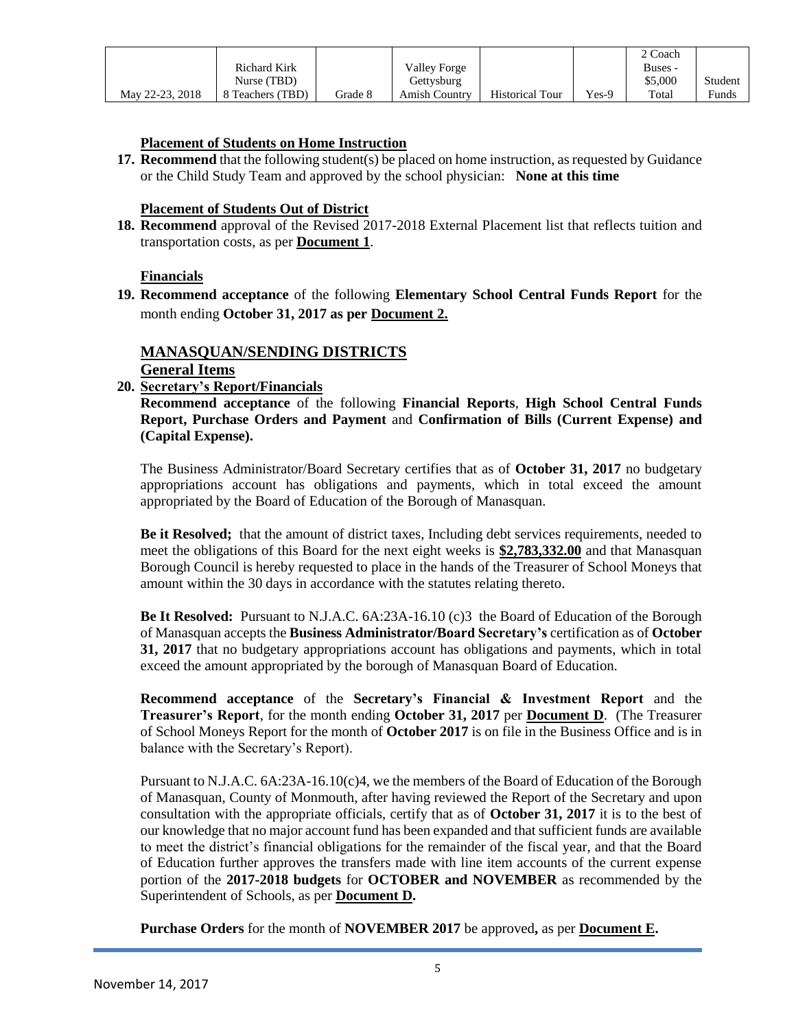| | | | | | | | |
|---|---|---|---|---|---|---|---|
| May 22-23, 2018 | Richard Kirk Nurse (TBD) 8 Teachers (TBD) | Grade 8 | Valley Forge Gettysburg Amish Country | Historical Tour | Yes-9 | 2 Coach Buses - $5,000 Total | Student Funds |

**Placement of Students on Home Instruction**

**17. Recommend** that the following student(s) be placed on home instruction, as requested by Guidance or the Child Study Team and approved by the school physician: **None at this time**

**Placement of Students Out of District**

**18. Recommend** approval of the Revised 2017-2018 External Placement list that reflects tuition and transportation costs, as per **Document 1**.

**Financials**

**19. Recommend acceptance** of the following **Elementary School Central Funds Report** for the month ending **October 31, 2017 as per Document 2.**

## MANASQUAN/SENDING DISTRICTS

### General Items

**20. Secretary's Report/Financials**

**Recommend acceptance** of the following **Financial Reports**, **High School Central Funds Report, Purchase Orders and Payment** and **Confirmation of Bills (Current Expense) and (Capital Expense).**

The Business Administrator/Board Secretary certifies that as of **October 31, 2017** no budgetary appropriations account has obligations and payments, which in total exceed the amount appropriated by the Board of Education of the Borough of Manasquan.

**Be it Resolved;** that the amount of district taxes, Including debt services requirements, needed to meet the obligations of this Board for the next eight weeks is **$2,783,332.00** and that Manasquan Borough Council is hereby requested to place in the hands of the Treasurer of School Moneys that amount within the 30 days in accordance with the statutes relating thereto.

**Be It Resolved:** Pursuant to N.J.A.C. 6A:23A-16.10 (c)3 the Board of Education of the Borough of Manasquan accepts the **Business Administrator/Board Secretary's** certification as of **October 31, 2017** that no budgetary appropriations account has obligations and payments, which in total exceed the amount appropriated by the borough of Manasquan Board of Education.

**Recommend acceptance** of the **Secretary's Financial & Investment Report** and the **Treasurer's Report**, for the month ending **October 31, 2017** per **Document D**. (The Treasurer of School Moneys Report for the month of **October 2017** is on file in the Business Office and is in balance with the Secretary's Report).

Pursuant to N.J.A.C. 6A:23A-16.10(c)4, we the members of the Board of Education of the Borough of Manasquan, County of Monmouth, after having reviewed the Report of the Secretary and upon consultation with the appropriate officials, certify that as of **October 31, 2017** it is to the best of our knowledge that no major account fund has been expanded and that sufficient funds are available to meet the district's financial obligations for the remainder of the fiscal year, and that the Board of Education further approves the transfers made with line item accounts of the current expense portion of the **2017-2018 budgets** for **OCTOBER and NOVEMBER** as recommended by the Superintendent of Schools, as per **Document D.**

**Purchase Orders** for the month of **NOVEMBER 2017** be approved**,** as per **Document E.**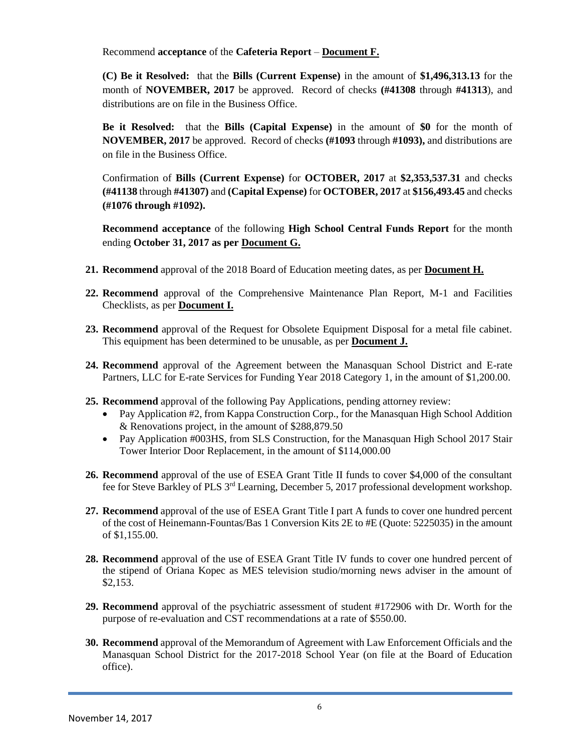Recommend **acceptance** of the **Cafeteria Report** – **Document F.**

**(C) Be it Resolved:** that the **Bills (Current Expense)** in the amount of **$1,496,313.13** for the month of **NOVEMBER, 2017** be approved. Record of checks **(#41308** through **#41313**), and distributions are on file in the Business Office.

**Be it Resolved:** that the **Bills (Capital Expense)** in the amount of **$0** for the month of **NOVEMBER, 2017** be approved. Record of checks **(#1093** through **#1093),** and distributions are on file in the Business Office.

Confirmation of **Bills (Current Expense)** for **OCTOBER, 2017** at **$2,353,537.31** and checks **(#41138** through **#41307)** and **(Capital Expense)** for **OCTOBER, 2017** at **$156,493.45** and checks **(#1076 through #1092).**

**Recommend acceptance** of the following **High School Central Funds Report** for the month ending **October 31, 2017 as per Document G.**

21. **Recommend** approval of the 2018 Board of Education meeting dates, as per **Document H.**
22. **Recommend** approval of the Comprehensive Maintenance Plan Report, M-1 and Facilities Checklists, as per **Document I.**
23. **Recommend** approval of the Request for Obsolete Equipment Disposal for a metal file cabinet. This equipment has been determined to be unusable, as per **Document J.**
24. **Recommend** approval of the Agreement between the Manasquan School District and E-rate Partners, LLC for E-rate Services for Funding Year 2018 Category 1, in the amount of $1,200.00.
25. **Recommend** approval of the following Pay Applications, pending attorney review:
    - Pay Application #2, from Kappa Construction Corp., for the Manasquan High School Addition & Renovations project, in the amount of $288,879.50
    - Pay Application #003HS, from SLS Construction, for the Manasquan High School 2017 Stair Tower Interior Door Replacement, in the amount of $114,000.00
26. **Recommend** approval of the use of ESEA Grant Title II funds to cover $4,000 of the consultant fee for Steve Barkley of PLS 3rd Learning, December 5, 2017 professional development workshop.
27. **Recommend** approval of the use of ESEA Grant Title I part A funds to cover one hundred percent of the cost of Heinemann-Fountas/Bas 1 Conversion Kits 2E to #E (Quote: 5225035) in the amount of $1,155.00.
28. **Recommend** approval of the use of ESEA Grant Title IV funds to cover one hundred percent of the stipend of Oriana Kopec as MES television studio/morning news adviser in the amount of $2,153.
29. **Recommend** approval of the psychiatric assessment of student #172906 with Dr. Worth for the purpose of re-evaluation and CST recommendations at a rate of $550.00.
30. **Recommend** approval of the Memorandum of Agreement with Law Enforcement Officials and the Manasquan School District for the 2017-2018 School Year (on file at the Board of Education office).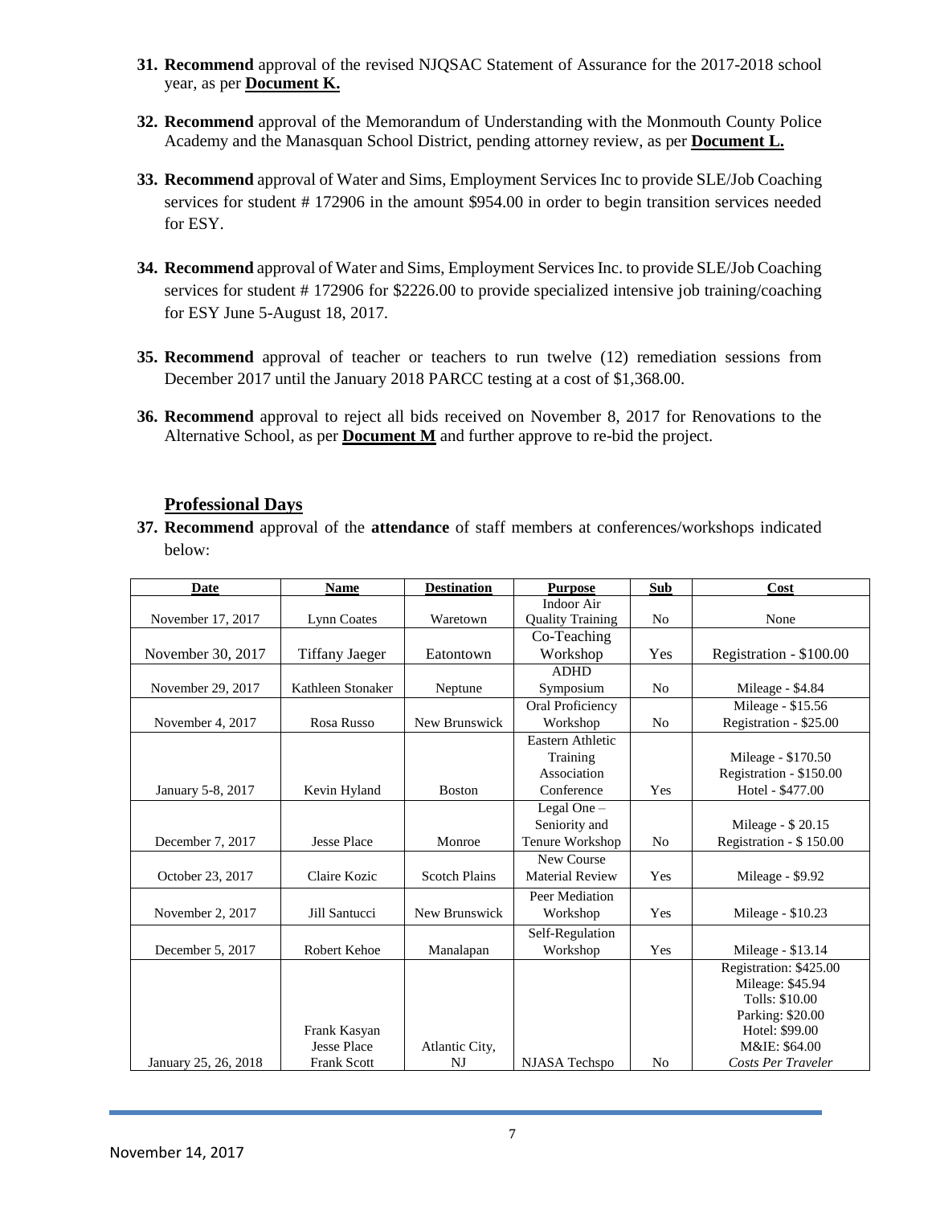31. **Recommend** approval of the revised NJQSAC Statement of Assurance for the 2017-2018 school year, as per **Document K.**

32. **Recommend** approval of the Memorandum of Understanding with the Monmouth County Police Academy and the Manasquan School District, pending attorney review, as per **Document L.**

33. **Recommend** approval of Water and Sims, Employment Services Inc to provide SLE/Job Coaching services for student # 172906 in the amount $954.00 in order to begin transition services needed for ESY.

34. **Recommend** approval of Water and Sims, Employment Services Inc. to provide SLE/Job Coaching services for student # 172906 for $2226.00 to provide specialized intensive job training/coaching for ESY June 5-August 18, 2017.

35. **Recommend** approval of teacher or teachers to run twelve (12) remediation sessions from December 2017 until the January 2018 PARCC testing at a cost of $1,368.00.

36. **Recommend** approval to reject all bids received on November 8, 2017 for Renovations to the Alternative School, as per **Document M** and further approve to re-bid the project.

## Professional Days

37. **Recommend** approval of the **attendance** of staff members at conferences/workshops indicated below:

| Date | Name | Destination | Purpose | Sub | Cost |
|---|---|---|---|---|---|
| November 17, 2017 | Lynn Coates | Waretown | Indoor Air Quality Training | No | None |
| November 30, 2017 | Tiffany Jaeger | Eatontown | Co-Teaching Workshop | Yes | Registration - $100.00 |
| November 29, 2017 | Kathleen Stonaker | Neptune | ADHD Symposium | No | Mileage - $4.84 |
| November 4, 2017 | Rosa Russo | New Brunswick | Oral Proficiency Workshop | No | Mileage - $15.56<br>Registration - $25.00 |
| January 5-8, 2017 | Kevin Hyland | Boston | Eastern Athletic Training Association Conference | Yes | Mileage - $170.50<br>Registration - $150.00<br>Hotel - $477.00 |
| December 7, 2017 | Jesse Place | Monroe | Legal One – Seniority and Tenure Workshop | No | Mileage - $ 20.15<br>Registration - $ 150.00 |
| October 23, 2017 | Claire Kozic | Scotch Plains | New Course Material Review | Yes | Mileage - $9.92 |
| November 2, 2017 | Jill Santucci | New Brunswick | Peer Mediation Workshop | Yes | Mileage - $10.23 |
| December 5, 2017 | Robert Kehoe | Manalapan | Self-Regulation Workshop | Yes | Mileage - $13.14 |
| January 25, 26, 2018 | Frank Kasyan<br>Jesse Place<br>Frank Scott | Atlantic City, NJ | NJASA Techspo | No | Registration: $425.00<br>Mileage: $45.94<br>Tolls: $10.00<br>Parking: $20.00<br>Hotel: $99.00<br>M&IE: $64.00<br>*Costs Per Traveler* |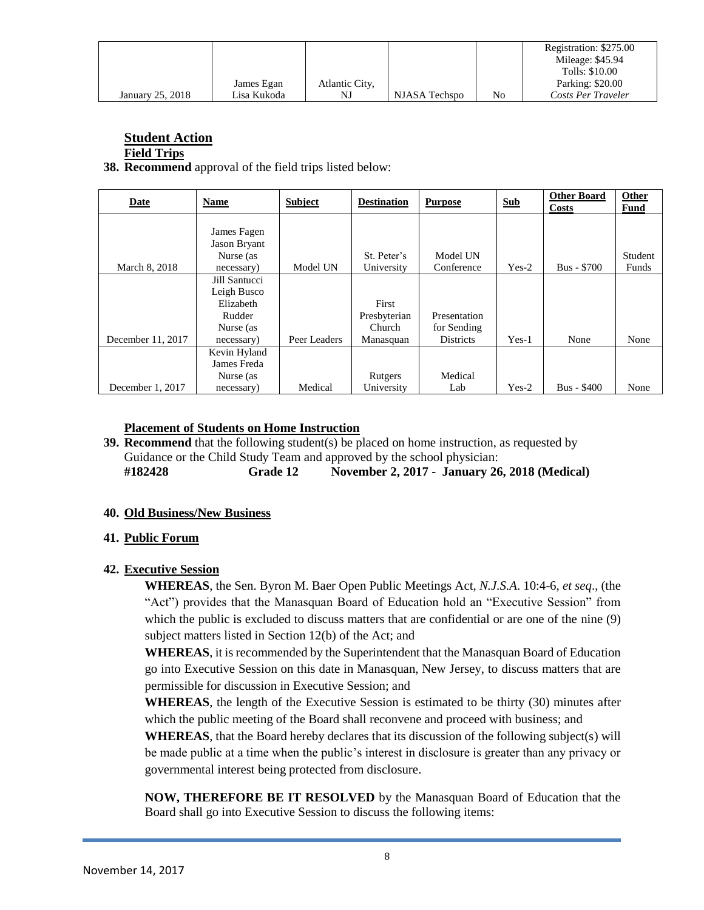| | | | | | |
|---|---|---|---|---|---|
| January 25, 2018 | James Egan<br>Lisa Kukoda | Atlantic City, NJ | NJASA Techspo | No | Registration: $275.00<br>Mileage: $45.94<br>Tolls: $10.00<br>Parking: $20.00<br>*Costs Per Traveler* |

## Student Action

### Field Trips

**38. Recommend** approval of the field trips listed below:

| Date | Name | Subject | Destination | Purpose | Sub | Other Board Costs | Other Fund |
|---|---|---|---|---|---|---|---|
| March 8, 2018 | James Fagen<br>Jason Bryant<br>Nurse (as necessary) | Model UN | St. Peter's University | Model UN Conference | Yes-2 | Bus - $700 | Student Funds |
| December 11, 2017 | Jill Santucci<br>Leigh Busco<br>Elizabeth Rudder<br>Nurse (as necessary) | Peer Leaders | First Presbyterian Church Manasquan | Presentation for Sending Districts | Yes-1 | None | None |
| December 1, 2017 | Kevin Hyland<br>James Freda<br>Nurse (as necessary) | Medical | Rutgers University | Medical Lab | Yes-2 | Bus - $400 | None |

### Placement of Students on Home Instruction

**39. Recommend** that the following student(s) be placed on home instruction, as requested by Guidance or the Child Study Team and approved by the school physician:
**#182428 Grade 12 November 2, 2017 - January 26, 2018 (Medical)**

**40. Old Business/New Business**

**41. Public Forum**

**42. Executive Session**

**WHEREAS**, the Sen. Byron M. Baer Open Public Meetings Act, *N.J.S.A.* 10:4-6, *et seq*., (the "Act") provides that the Manasquan Board of Education hold an "Executive Session" from which the public is excluded to discuss matters that are confidential or are one of the nine (9) subject matters listed in Section 12(b) of the Act; and

**WHEREAS**, it is recommended by the Superintendent that the Manasquan Board of Education go into Executive Session on this date in Manasquan, New Jersey, to discuss matters that are permissible for discussion in Executive Session; and

**WHEREAS**, the length of the Executive Session is estimated to be thirty (30) minutes after which the public meeting of the Board shall reconvene and proceed with business; and

**WHEREAS**, that the Board hereby declares that its discussion of the following subject(s) will be made public at a time when the public's interest in disclosure is greater than any privacy or governmental interest being protected from disclosure.

**NOW, THEREFORE BE IT RESOLVED** by the Manasquan Board of Education that the Board shall go into Executive Session to discuss the following items: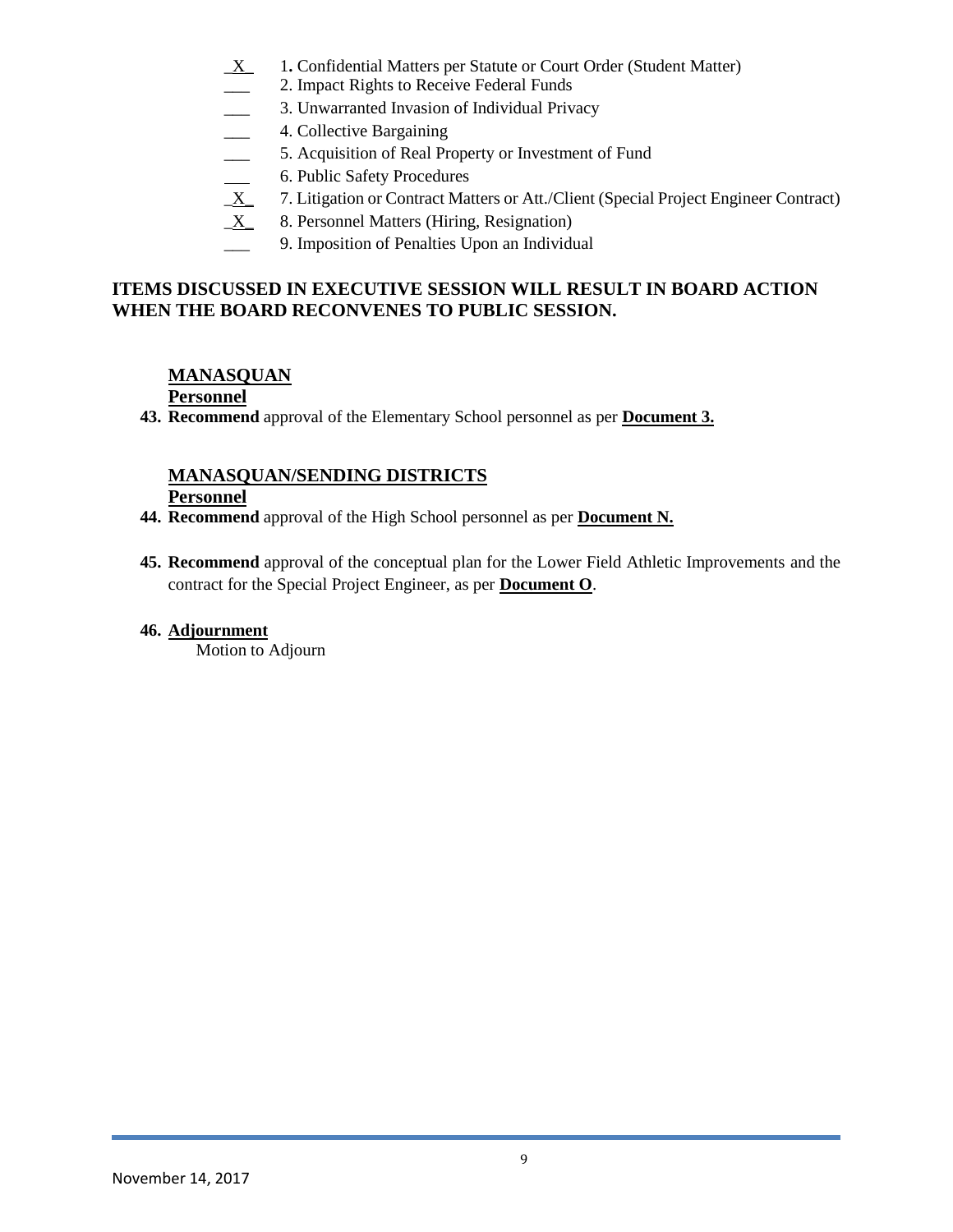_X_ 1**.** Confidential Matters per Statute or Court Order (Student Matter)
___ 2. Impact Rights to Receive Federal Funds
___ 3. Unwarranted Invasion of Individual Privacy
___ 4. Collective Bargaining
___ 5. Acquisition of Real Property or Investment of Fund
___ 6. Public Safety Procedures
_X_ 7. Litigation or Contract Matters or Att./Client (Special Project Engineer Contract)
_X_ 8. Personnel Matters (Hiring, Resignation)
___ 9. Imposition of Penalties Upon an Individual

**ITEMS DISCUSSED IN EXECUTIVE SESSION WILL RESULT IN BOARD ACTION WHEN THE BOARD RECONVENES TO PUBLIC SESSION.**

**MANASQUAN**

**Personnel**

**43. Recommend** approval of the Elementary School personnel as per **Document 3.**

**MANASQUAN/SENDING DISTRICTS**

**Personnel**

**44. Recommend** approval of the High School personnel as per **Document N.**

**45. Recommend** approval of the conceptual plan for the Lower Field Athletic Improvements and the contract for the Special Project Engineer, as per **Document O**.

**46. Adjournment**

Motion to Adjourn